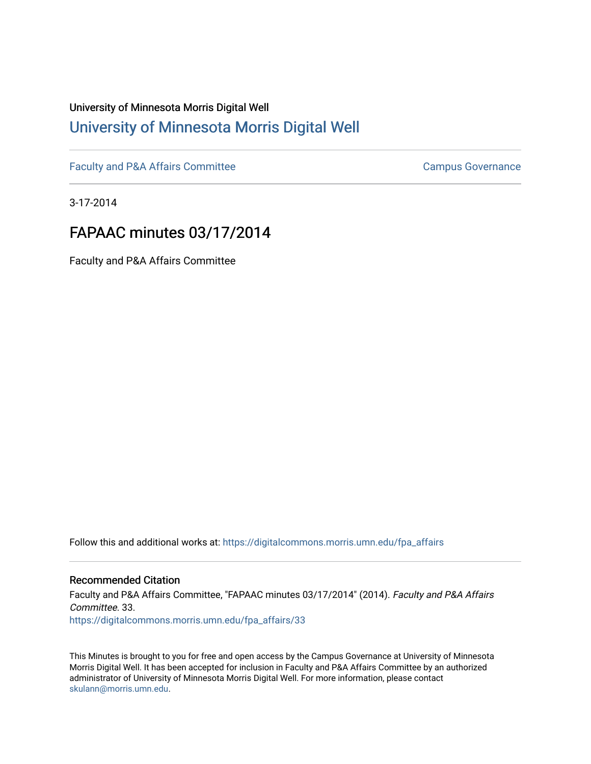University of Minnesota Morris Digital Well

## University of Minnesota Morris Digital Well

Faculty and P&A Affairs Committee

Campus Governance

3-17-2014

# FAPAAC minutes 03/17/2014

Faculty and P&A Affairs Committee

Follow this and additional works at: https://digitalcommons.morris.umn.edu/fpa_affairs

### Recommended Citation

Faculty and P&A Affairs Committee, "FAPAAC minutes 03/17/2014" (2014). *Faculty and P&A Affairs Committee*. 33.
https://digitalcommons.morris.umn.edu/fpa_affairs/33

This Minutes is brought to you for free and open access by the Campus Governance at University of Minnesota Morris Digital Well. It has been accepted for inclusion in Faculty and P&A Affairs Committee by an authorized administrator of University of Minnesota Morris Digital Well. For more information, please contact skulann@morris.umn.edu.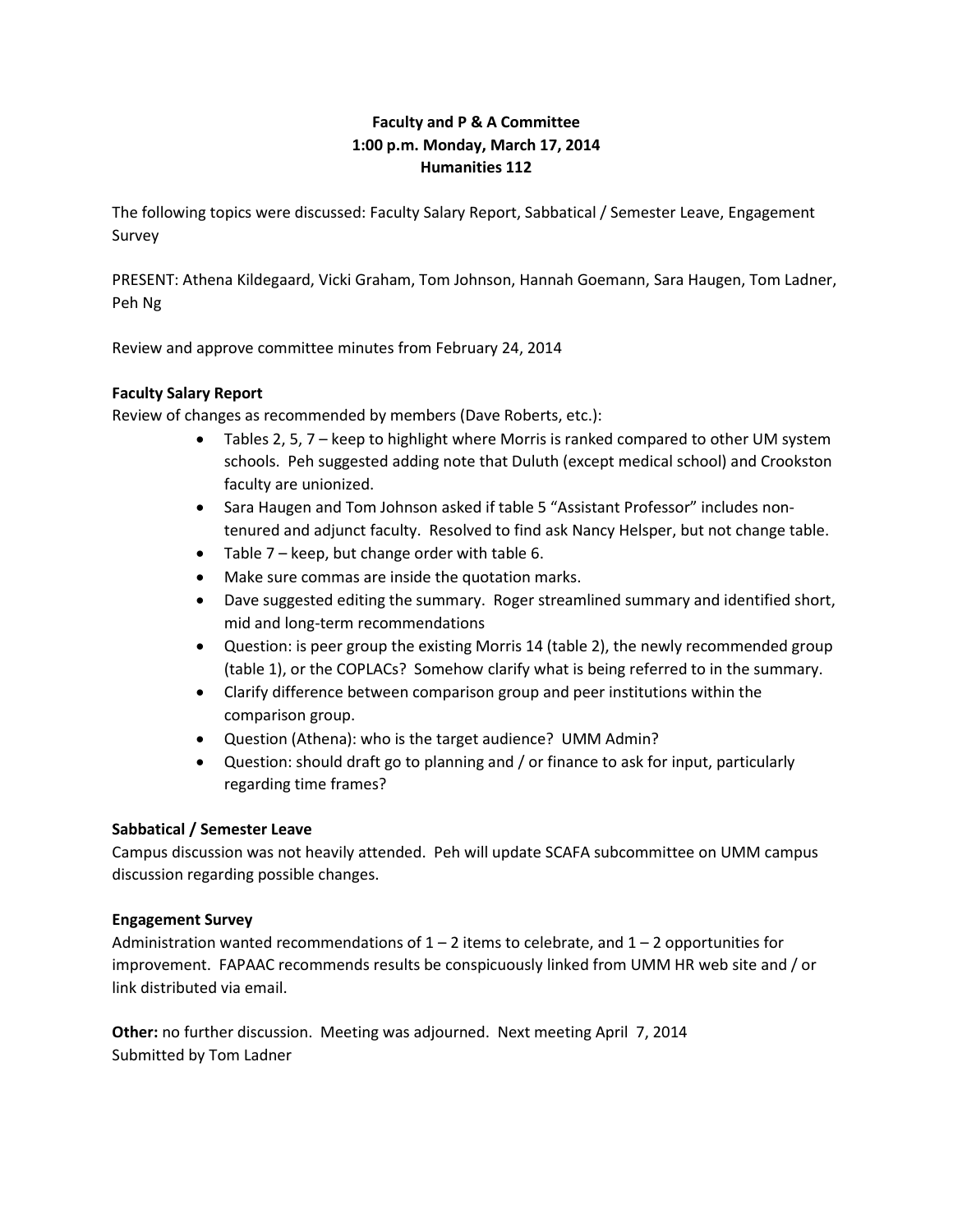**Faculty and P & A Committee**
**1:00 p.m. Monday, March 17, 2014**
**Humanities 112**

The following topics were discussed: Faculty Salary Report, Sabbatical / Semester Leave, Engagement Survey

PRESENT: Athena Kildegaard, Vicki Graham, Tom Johnson, Hannah Goemann, Sara Haugen, Tom Ladner, Peh Ng

Review and approve committee minutes from February 24, 2014

**Faculty Salary Report**

Review of changes as recommended by members (Dave Roberts, etc.):

- Tables 2, 5, 7 – keep to highlight where Morris is ranked compared to other UM system schools. Peh suggested adding note that Duluth (except medical school) and Crookston faculty are unionized.
- Sara Haugen and Tom Johnson asked if table 5 "Assistant Professor" includes non-tenured and adjunct faculty. Resolved to find ask Nancy Helsper, but not change table.
- Table 7 – keep, but change order with table 6.
- Make sure commas are inside the quotation marks.
- Dave suggested editing the summary. Roger streamlined summary and identified short, mid and long-term recommendations
- Question: is peer group the existing Morris 14 (table 2), the newly recommended group (table 1), or the COPLACs? Somehow clarify what is being referred to in the summary.
- Clarify difference between comparison group and peer institutions within the comparison group.
- Question (Athena): who is the target audience? UMM Admin?
- Question: should draft go to planning and / or finance to ask for input, particularly regarding time frames?

**Sabbatical / Semester Leave**

Campus discussion was not heavily attended. Peh will update SCAFA subcommittee on UMM campus discussion regarding possible changes.

**Engagement Survey**

Administration wanted recommendations of 1 – 2 items to celebrate, and 1 – 2 opportunities for improvement. FAPAAC recommends results be conspicuously linked from UMM HR web site and / or link distributed via email.

**Other:** no further discussion. Meeting was adjourned. Next meeting April 7, 2014

Submitted by Tom Ladner